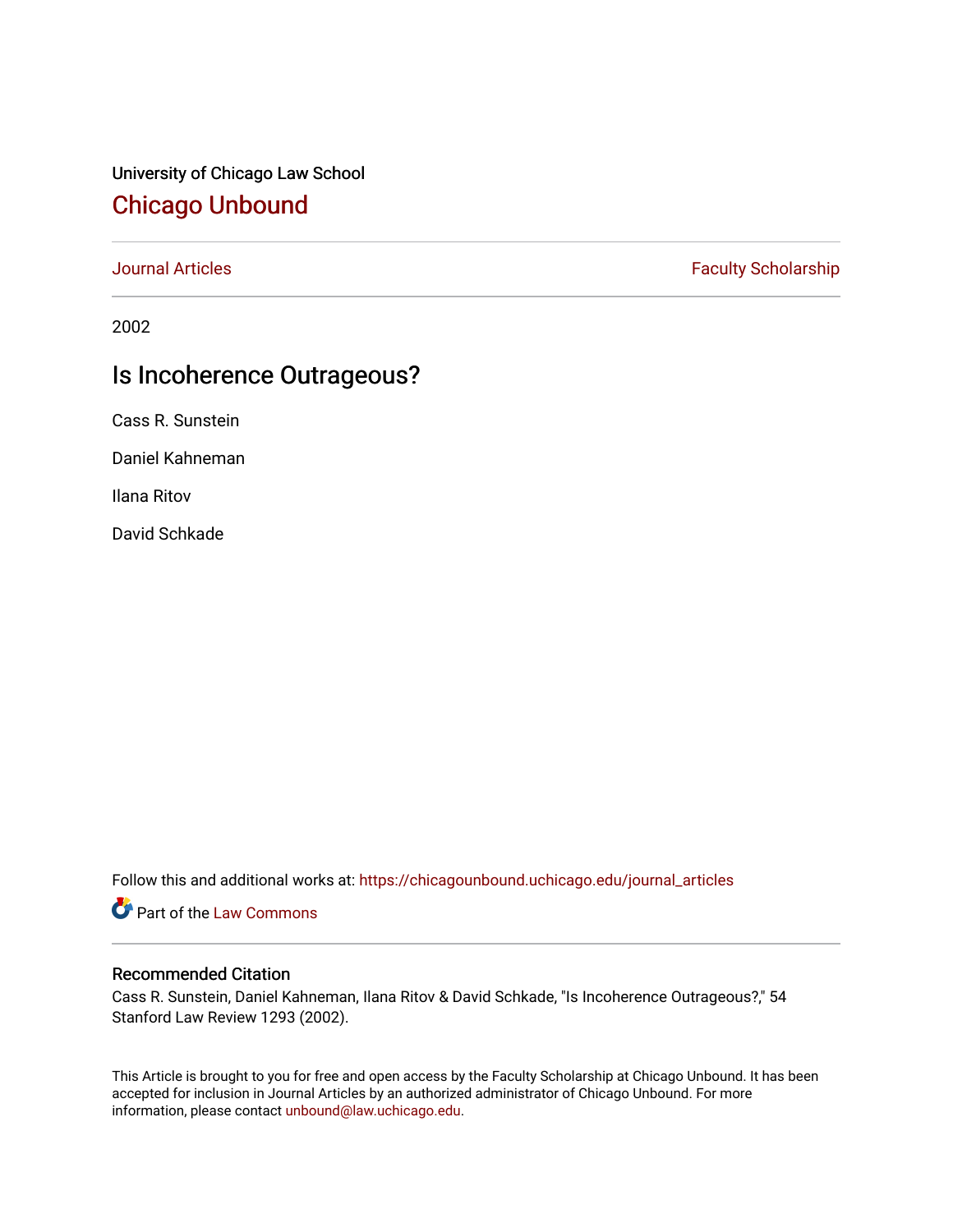University of Chicago Law School

# Chicago Unbound

Journal Articles | Faculty Scholarship

2002

## Is Incoherence Outrageous?

Cass R. Sunstein

Daniel Kahneman

Ilana Ritov

David Schkade

Follow this and additional works at: https://chicagounbound.uchicago.edu/journal_articles

Part of the Law Commons

### Recommended Citation

Cass R. Sunstein, Daniel Kahneman, Ilana Ritov & David Schkade, "Is Incoherence Outrageous?," 54 Stanford Law Review 1293 (2002).

This Article is brought to you for free and open access by the Faculty Scholarship at Chicago Unbound. It has been accepted for inclusion in Journal Articles by an authorized administrator of Chicago Unbound. For more information, please contact unbound@law.uchicago.edu.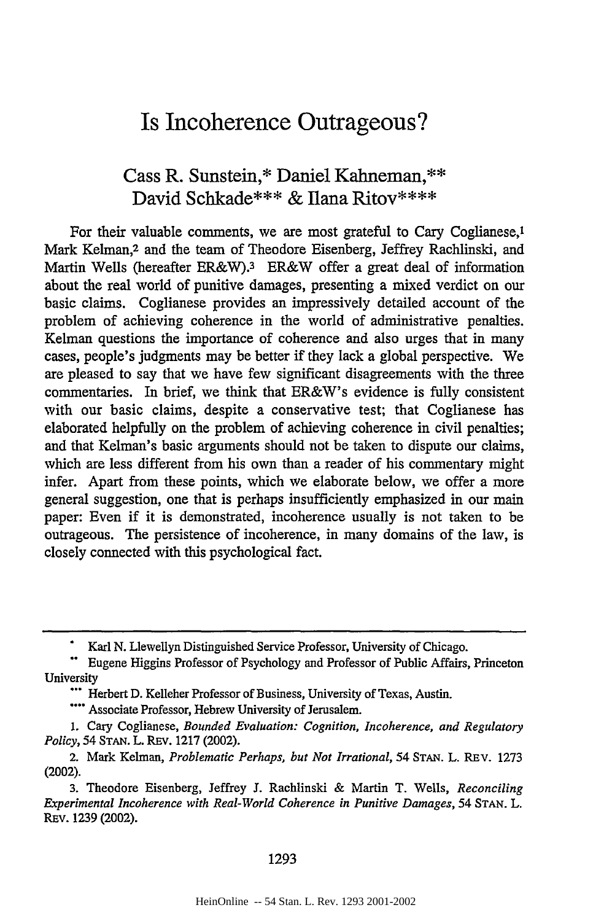# Is Incoherence Outrageous?

Cass R. Sunstein,* Daniel Kahneman,** David Schkade*** & Ilana Ritov****

For their valuable comments, we are most grateful to Cary Coglianese,[1] Mark Kelman,[2] and the team of Theodore Eisenberg, Jeffrey Rachlinski, and Martin Wells (hereafter ER&W).[3] ER&W offer a great deal of information about the real world of punitive damages, presenting a mixed verdict on our basic claims. Coglianese provides an impressively detailed account of the problem of achieving coherence in the world of administrative penalties. Kelman questions the importance of coherence and also urges that in many cases, people's judgments may be better if they lack a global perspective. We are pleased to say that we have few significant disagreements with the three commentaries. In brief, we think that ER&W's evidence is fully consistent with our basic claims, despite a conservative test; that Coglianese has elaborated helpfully on the problem of achieving coherence in civil penalties; and that Kelman's basic arguments should not be taken to dispute our claims, which are less different from his own than a reader of his commentary might infer. Apart from these points, which we elaborate below, we offer a more general suggestion, one that is perhaps insufficiently emphasized in our main paper: Even if it is demonstrated, incoherence usually is not taken to be outrageous. The persistence of incoherence, in many domains of the law, is closely connected with this psychological fact.

---

\* Karl N. Llewellyn Distinguished Service Professor, University of Chicago.

\*\* Eugene Higgins Professor of Psychology and Professor of Public Affairs, Princeton University

\*\*\* Herbert D. Kelleher Professor of Business, University of Texas, Austin.

\*\*\*\* Associate Professor, Hebrew University of Jerusalem.

1. Cary Coglianese, *Bounded Evaluation: Cognition, Incoherence, and Regulatory Policy*, 54 STAN. L. REV. 1217 (2002).

2. Mark Kelman, *Problematic Perhaps, but Not Irrational*, 54 STAN. L. REV. 1273 (2002).

3. Theodore Eisenberg, Jeffrey J. Rachlinski & Martin T. Wells, *Reconciling Experimental Incoherence with Real-World Coherence in Punitive Damages*, 54 STAN. L. REV. 1239 (2002).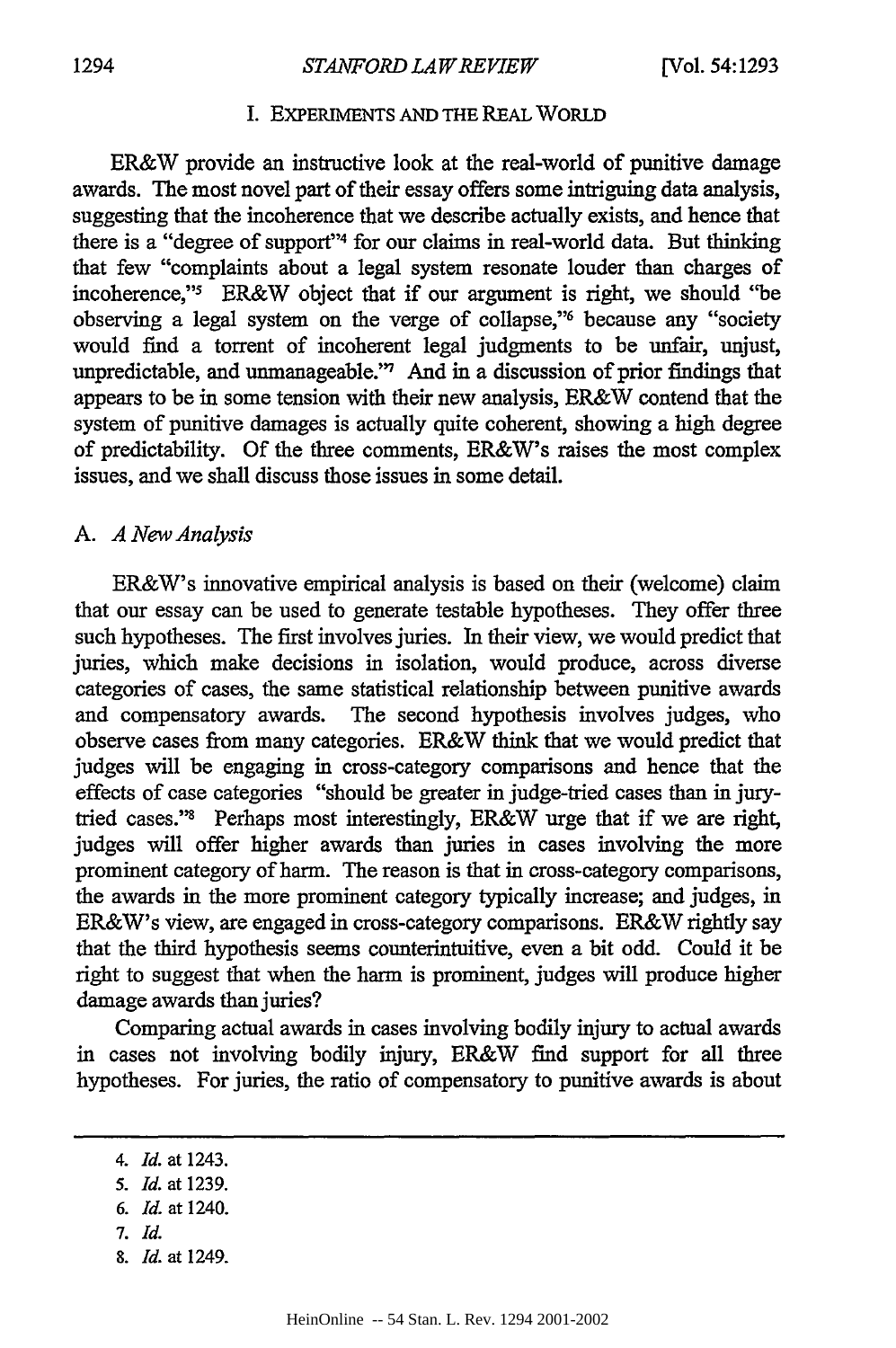## I. Experiments and the Real World

ER&W provide an instructive look at the real-world of punitive damage awards. The most novel part of their essay offers some intriguing data analysis, suggesting that the incoherence that we describe actually exists, and hence that there is a "degree of support"[4] for our claims in real-world data. But thinking that few "complaints about a legal system resonate louder than charges of incoherence,"[5] ER&W object that if our argument is right, we should "be observing a legal system on the verge of collapse,"[6] because any "society would find a torrent of incoherent legal judgments to be unfair, unjust, unpredictable, and unmanageable."[7] And in a discussion of prior findings that appears to be in some tension with their new analysis, ER&W contend that the system of punitive damages is actually quite coherent, showing a high degree of predictability. Of the three comments, ER&W's raises the most complex issues, and we shall discuss those issues in some detail.

### A. *A New Analysis*

ER&W's innovative empirical analysis is based on their (welcome) claim that our essay can be used to generate testable hypotheses. They offer three such hypotheses. The first involves juries. In their view, we would predict that juries, which make decisions in isolation, would produce, across diverse categories of cases, the same statistical relationship between punitive awards and compensatory awards. The second hypothesis involves judges, who observe cases from many categories. ER&W think that we would predict that judges will be engaging in cross-category comparisons and hence that the effects of case categories "should be greater in judge-tried cases than in jury-tried cases."[8] Perhaps most interestingly, ER&W urge that if we are right, judges will offer higher awards than juries in cases involving the more prominent category of harm. The reason is that in cross-category comparisons, the awards in the more prominent category typically increase; and judges, in ER&W's view, are engaged in cross-category comparisons. ER&W rightly say that the third hypothesis seems counterintuitive, even a bit odd. Could it be right to suggest that when the harm is prominent, judges will produce higher damage awards than juries?

Comparing actual awards in cases involving bodily injury to actual awards in cases not involving bodily injury, ER&W find support for all three hypotheses. For juries, the ratio of compensatory to punitive awards is about

4. *Id.* at 1243.
5. *Id.* at 1239.
6. *Id.* at 1240.
7. *Id.*
8. *Id.* at 1249.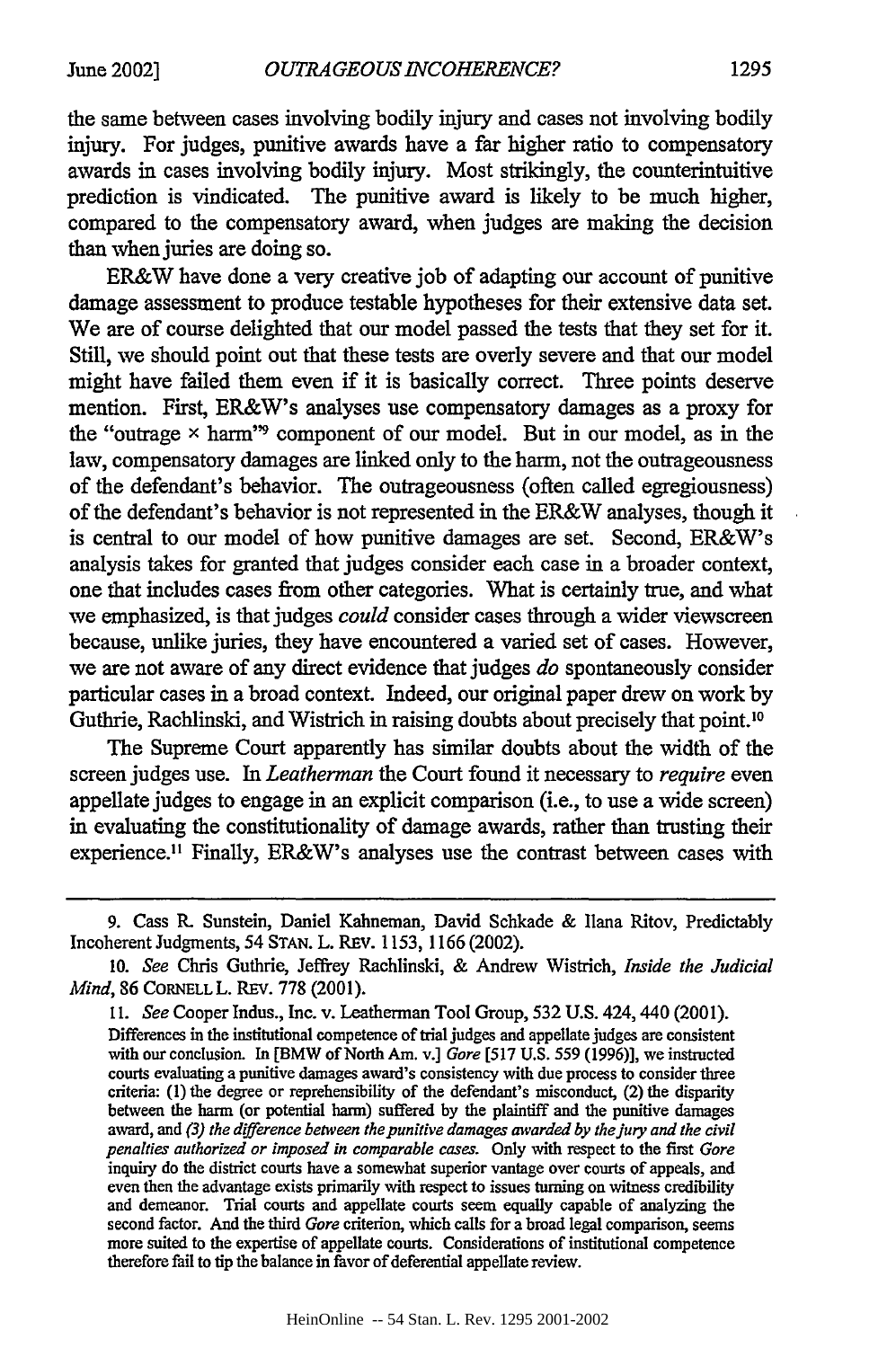the same between cases involving bodily injury and cases not involving bodily injury. For judges, punitive awards have a far higher ratio to compensatory awards in cases involving bodily injury. Most strikingly, the counterintuitive prediction is vindicated. The punitive award is likely to be much higher, compared to the compensatory award, when judges are making the decision than when juries are doing so.

ER&W have done a very creative job of adapting our account of punitive damage assessment to produce testable hypotheses for their extensive data set. We are of course delighted that our model passed the tests that they set for it. Still, we should point out that these tests are overly severe and that our model might have failed them even if it is basically correct. Three points deserve mention. First, ER&W's analyses use compensatory damages as a proxy for the "outrage × harm"[9] component of our model. But in our model, as in the law, compensatory damages are linked only to the harm, not the outrageousness of the defendant's behavior. The outrageousness (often called egregiousness) of the defendant's behavior is not represented in the ER&W analyses, though it is central to our model of how punitive damages are set. Second, ER&W's analysis takes for granted that judges consider each case in a broader context, one that includes cases from other categories. What is certainly true, and what we emphasized, is that judges *could* consider cases through a wider viewscreen because, unlike juries, they have encountered a varied set of cases. However, we are not aware of any direct evidence that judges *do* spontaneously consider particular cases in a broad context. Indeed, our original paper drew on work by Guthrie, Rachlinski, and Wistrich in raising doubts about precisely that point.[10]

The Supreme Court apparently has similar doubts about the width of the screen judges use. In *Leatherman* the Court found it necessary to *require* even appellate judges to engage in an explicit comparison (i.e., to use a wide screen) in evaluating the constitutionality of damage awards, rather than trusting their experience.[11] Finally, ER&W's analyses use the contrast between cases with

---

9. Cass R. Sunstein, Daniel Kahneman, David Schkade & Ilana Ritov, Predictably Incoherent Judgments, 54 STAN. L. REV. 1153, 1166 (2002).

10. *See* Chris Guthrie, Jeffrey Rachlinski, & Andrew Wistrich, *Inside the Judicial Mind*, 86 CORNELL L. REV. 778 (2001).

11. *See* Cooper Indus., Inc. v. Leatherman Tool Group, 532 U.S. 424, 440 (2001).

Differences in the institutional competence of trial judges and appellate judges are consistent with our conclusion. In [BMW of North Am. v.] *Gore* [517 U.S. 559 (1996)], we instructed courts evaluating a punitive damages award's consistency with due process to consider three criteria: (1) the degree or reprehensibility of the defendant's misconduct, (2) the disparity between the harm (or potential harm) suffered by the plaintiff and the punitive damages award, and *(3) the difference between the punitive damages awarded by the jury and the civil penalties authorized or imposed in comparable cases.* Only with respect to the first *Gore* inquiry do the district courts have a somewhat superior vantage over courts of appeals, and even then the advantage exists primarily with respect to issues turning on witness credibility and demeanor. Trial courts and appellate courts seem equally capable of analyzing the second factor. And the third *Gore* criterion, which calls for a broad legal comparison, seems more suited to the expertise of appellate courts. Considerations of institutional competence therefore fail to tip the balance in favor of deferential appellate review.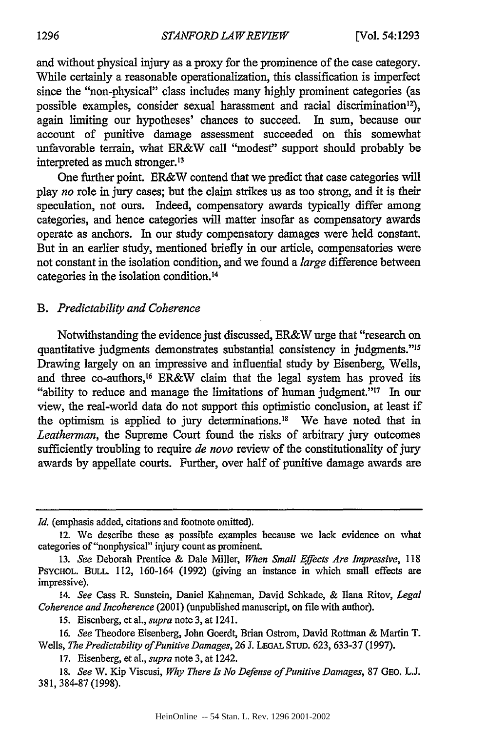and without physical injury as a proxy for the prominence of the case category. While certainly a reasonable operationalization, this classification is imperfect since the "non-physical" class includes many highly prominent categories (as possible examples, consider sexual harassment and racial discrimination[12]), again limiting our hypotheses' chances to succeed. In sum, because our account of punitive damage assessment succeeded on this somewhat unfavorable terrain, what ER&W call "modest" support should probably be interpreted as much stronger.[13]

One further point. ER&W contend that we predict that case categories will play *no* role in jury cases; but the claim strikes us as too strong, and it is their speculation, not ours. Indeed, compensatory awards typically differ among categories, and hence categories will matter insofar as compensatory awards operate as anchors. In our study compensatory damages were held constant. But in an earlier study, mentioned briefly in our article, compensatories were not constant in the isolation condition, and we found a *large* difference between categories in the isolation condition.[14]

### B. *Predictability and Coherence*

Notwithstanding the evidence just discussed, ER&W urge that "research on quantitative judgments demonstrates substantial consistency in judgments."[15] Drawing largely on an impressive and influential study by Eisenberg, Wells, and three co-authors,[16] ER&W claim that the legal system has proved its "ability to reduce and manage the limitations of human judgment."[17] In our view, the real-world data do not support this optimistic conclusion, at least if the optimism is applied to jury determinations.[18] We have noted that in *Leatherman*, the Supreme Court found the risks of arbitrary jury outcomes sufficiently troubling to require *de novo* review of the constitutionality of jury awards by appellate courts. Further, over half of punitive damage awards are

---

*Id.* (emphasis added, citations and footnote omitted).

12. We describe these as possible examples because we lack evidence on what categories of "nonphysical" injury count as prominent.

13. *See* Deborah Prentice & Dale Miller, *When Small Effects Are Impressive*, 118 PSYCHOL. BULL. 112, 160-164 (1992) (giving an instance in which small effects are impressive).

14. *See* Cass R. Sunstein, Daniel Kahneman, David Schkade, & Ilana Ritov, *Legal Coherence and Incoherence* (2001) (unpublished manuscript, on file with author).

15. Eisenberg, et al., *supra* note 3, at 1241.

16. *See* Theodore Eisenberg, John Goerdt, Brian Ostrom, David Rottman & Martin T. Wells, *The Predictability of Punitive Damages*, 26 J. LEGAL STUD. 623, 633-37 (1997).

17. Eisenberg, et al., *supra* note 3, at 1242.

18. *See* W. Kip Viscusi, *Why There Is No Defense of Punitive Damages*, 87 GEO. L.J. 381, 384-87 (1998).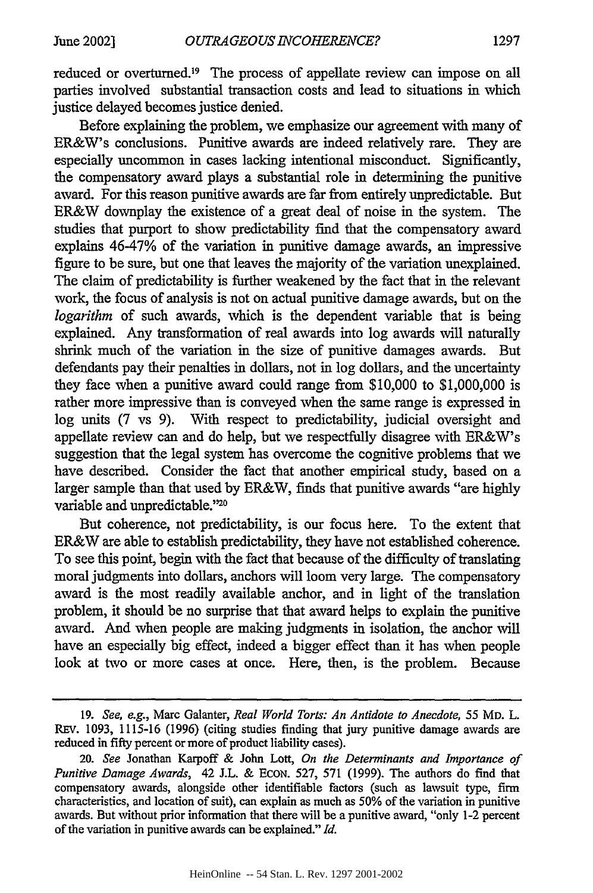reduced or overturned.[19] The process of appellate review can impose on all parties involved substantial transaction costs and lead to situations in which justice delayed becomes justice denied.

Before explaining the problem, we emphasize our agreement with many of ER&W's conclusions. Punitive awards are indeed relatively rare. They are especially uncommon in cases lacking intentional misconduct. Significantly, the compensatory award plays a substantial role in determining the punitive award. For this reason punitive awards are far from entirely unpredictable. But ER&W downplay the existence of a great deal of noise in the system. The studies that purport to show predictability find that the compensatory award explains 46-47% of the variation in punitive damage awards, an impressive figure to be sure, but one that leaves the majority of the variation unexplained. The claim of predictability is further weakened by the fact that in the relevant work, the focus of analysis is not on actual punitive damage awards, but on the *logarithm* of such awards, which is the dependent variable that is being explained. Any transformation of real awards into log awards will naturally shrink much of the variation in the size of punitive damages awards. But defendants pay their penalties in dollars, not in log dollars, and the uncertainty they face when a punitive award could range from $10,000 to $1,000,000 is rather more impressive than is conveyed when the same range is expressed in log units (7 vs 9). With respect to predictability, judicial oversight and appellate review can and do help, but we respectfully disagree with ER&W's suggestion that the legal system has overcome the cognitive problems that we have described. Consider the fact that another empirical study, based on a larger sample than that used by ER&W, finds that punitive awards "are highly variable and unpredictable."[20]

But coherence, not predictability, is our focus here. To the extent that ER&W are able to establish predictability, they have not established coherence. To see this point, begin with the fact that because of the difficulty of translating moral judgments into dollars, anchors will loom very large. The compensatory award is the most readily available anchor, and in light of the translation problem, it should be no surprise that that award helps to explain the punitive award. And when people are making judgments in isolation, the anchor will have an especially big effect, indeed a bigger effect than it has when people look at two or more cases at once. Here, then, is the problem. Because

---

19. *See, e.g.*, Marc Galanter, *Real World Torts: An Antidote to Anecdote*, 55 MD. L. REV. 1093, 1115-16 (1996) (citing studies finding that jury punitive damage awards are reduced in fifty percent or more of product liability cases).

20. *See* Jonathan Karpoff & John Lott, *On the Determinants and Importance of Punitive Damage Awards*, 42 J.L. & ECON. 527, 571 (1999). The authors do find that compensatory awards, alongside other identifiable factors (such as lawsuit type, firm characteristics, and location of suit), can explain as much as 50% of the variation in punitive awards. But without prior information that there will be a punitive award, "only 1-2 percent of the variation in punitive awards can be explained." *Id.*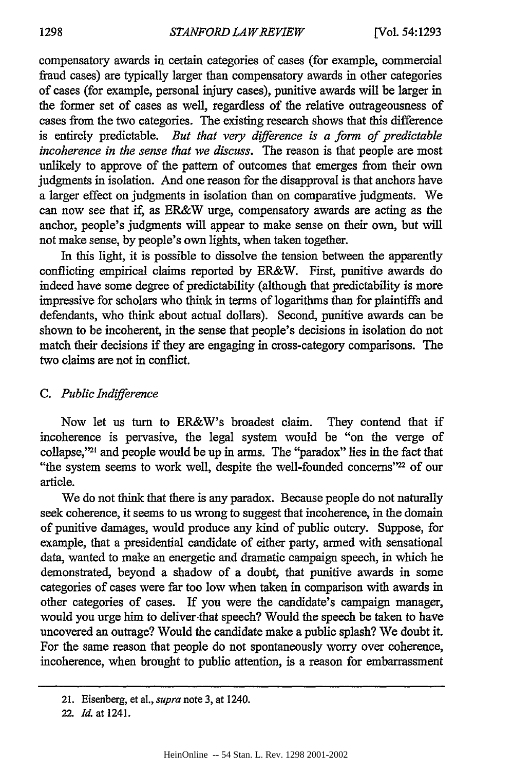compensatory awards in certain categories of cases (for example, commercial fraud cases) are typically larger than compensatory awards in other categories of cases (for example, personal injury cases), punitive awards will be larger in the former set of cases as well, regardless of the relative outrageousness of cases from the two categories. The existing research shows that this difference is entirely predictable. *But that very difference is a form of predictable incoherence in the sense that we discuss*. The reason is that people are most unlikely to approve of the pattern of outcomes that emerges from their own judgments in isolation. And one reason for the disapproval is that anchors have a larger effect on judgments in isolation than on comparative judgments. We can now see that if, as ER&W urge, compensatory awards are acting as the anchor, people's judgments will appear to make sense on their own, but will not make sense, by people's own lights, when taken together.

In this light, it is possible to dissolve the tension between the apparently conflicting empirical claims reported by ER&W. First, punitive awards do indeed have some degree of predictability (although that predictability is more impressive for scholars who think in terms of logarithms than for plaintiffs and defendants, who think about actual dollars). Second, punitive awards can be shown to be incoherent, in the sense that people's decisions in isolation do not match their decisions if they are engaging in cross-category comparisons. The two claims are not in conflict.

### C. *Public Indifference*

Now let us turn to ER&W's broadest claim. They contend that if incoherence is pervasive, the legal system would be "on the verge of collapse,"[21] and people would be up in arms. The "paradox" lies in the fact that "the system seems to work well, despite the well-founded concerns"[22] of our article.

We do not think that there is any paradox. Because people do not naturally seek coherence, it seems to us wrong to suggest that incoherence, in the domain of punitive damages, would produce any kind of public outcry. Suppose, for example, that a presidential candidate of either party, armed with sensational data, wanted to make an energetic and dramatic campaign speech, in which he demonstrated, beyond a shadow of a doubt, that punitive awards in some categories of cases were far too low when taken in comparison with awards in other categories of cases. If you were the candidate's campaign manager, would you urge him to deliver that speech? Would the speech be taken to have uncovered an outrage? Would the candidate make a public splash? We doubt it. For the same reason that people do not spontaneously worry over coherence, incoherence, when brought to public attention, is a reason for embarrassment

21. Eisenberg, et al., *supra* note 3, at 1240.

22. *Id.* at 1241.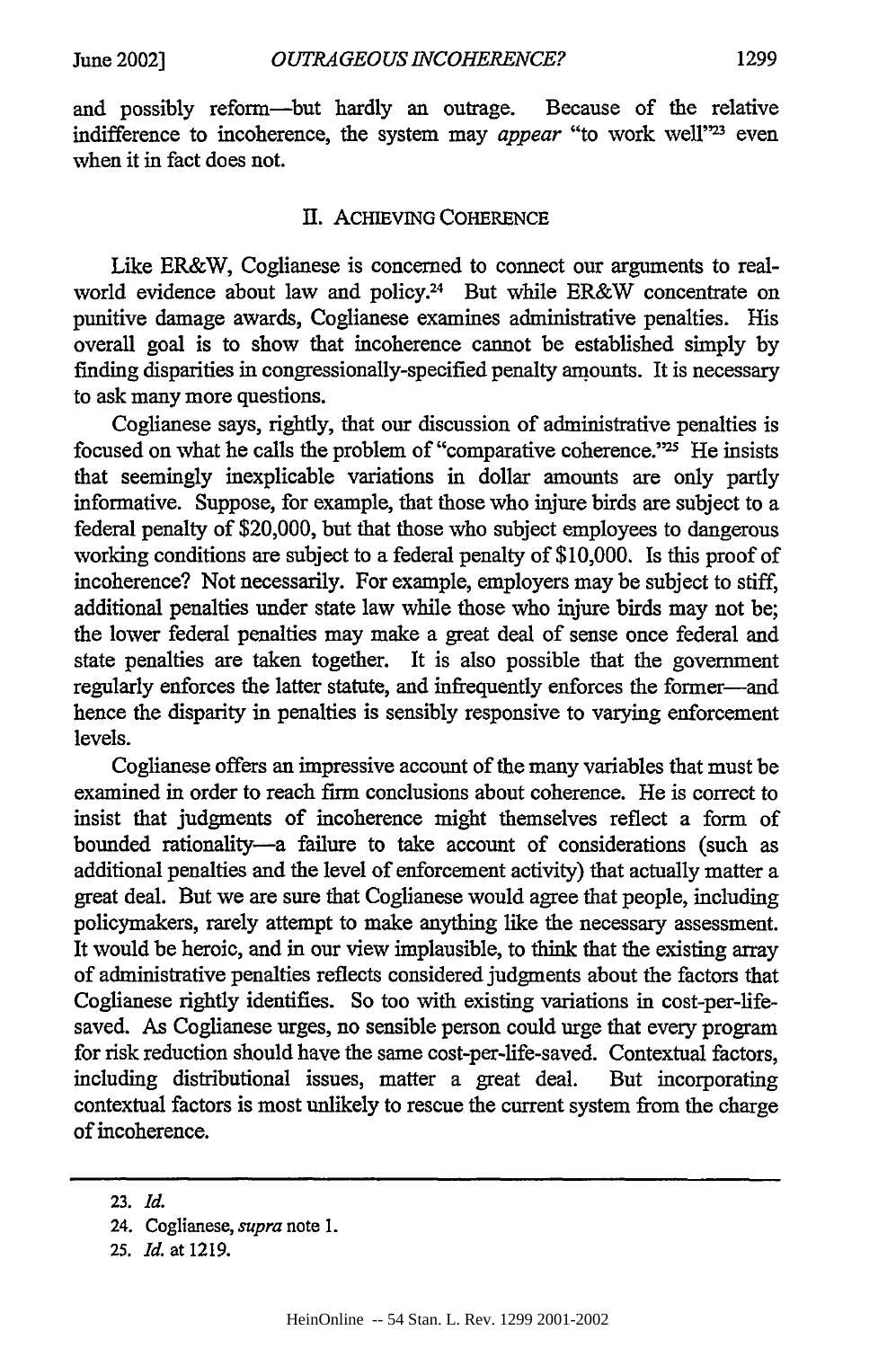and possibly reform—but hardly an outrage. Because of the relative indifference to incoherence, the system may *appear* "to work well"[23] even when it in fact does not.

## II. ACHIEVING COHERENCE

Like ER&W, Coglianese is concerned to connect our arguments to real-world evidence about law and policy.[24] But while ER&W concentrate on punitive damage awards, Coglianese examines administrative penalties. His overall goal is to show that incoherence cannot be established simply by finding disparities in congressionally-specified penalty amounts. It is necessary to ask many more questions.

Coglianese says, rightly, that our discussion of administrative penalties is focused on what he calls the problem of "comparative coherence."[25] He insists that seemingly inexplicable variations in dollar amounts are only partly informative. Suppose, for example, that those who injure birds are subject to a federal penalty of $20,000, but that those who subject employees to dangerous working conditions are subject to a federal penalty of $10,000. Is this proof of incoherence? Not necessarily. For example, employers may be subject to stiff, additional penalties under state law while those who injure birds may not be; the lower federal penalties may make a great deal of sense once federal and state penalties are taken together. It is also possible that the government regularly enforces the latter statute, and infrequently enforces the former—and hence the disparity in penalties is sensibly responsive to varying enforcement levels.

Coglianese offers an impressive account of the many variables that must be examined in order to reach firm conclusions about coherence. He is correct to insist that judgments of incoherence might themselves reflect a form of bounded rationality—a failure to take account of considerations (such as additional penalties and the level of enforcement activity) that actually matter a great deal. But we are sure that Coglianese would agree that people, including policymakers, rarely attempt to make anything like the necessary assessment. It would be heroic, and in our view implausible, to think that the existing array of administrative penalties reflects considered judgments about the factors that Coglianese rightly identifies. So too with existing variations in cost-per-life-saved. As Coglianese urges, no sensible person could urge that every program for risk reduction should have the same cost-per-life-saved. Contextual factors, including distributional issues, matter a great deal. But incorporating contextual factors is most unlikely to rescue the current system from the charge of incoherence.

---

23. *Id.*

24. Coglianese, *supra* note 1.

25. *Id.* at 1219.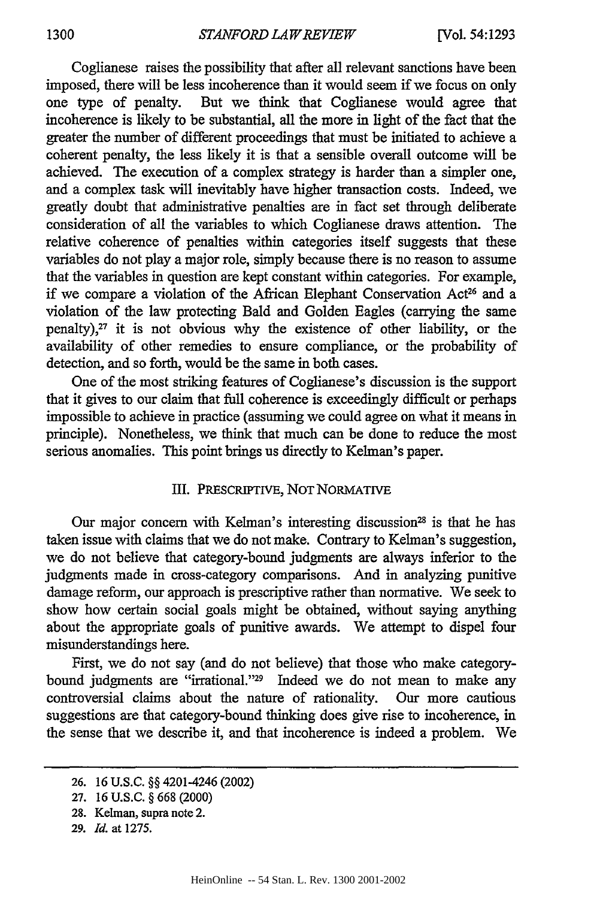Coglianese raises the possibility that after all relevant sanctions have been imposed, there will be less incoherence than it would seem if we focus on only one type of penalty. But we think that Coglianese would agree that incoherence is likely to be substantial, all the more in light of the fact that the greater the number of different proceedings that must be initiated to achieve a coherent penalty, the less likely it is that a sensible overall outcome will be achieved. The execution of a complex strategy is harder than a simpler one, and a complex task will inevitably have higher transaction costs. Indeed, we greatly doubt that administrative penalties are in fact set through deliberate consideration of all the variables to which Coglianese draws attention. The relative coherence of penalties within categories itself suggests that these variables do not play a major role, simply because there is no reason to assume that the variables in question are kept constant within categories. For example, if we compare a violation of the African Elephant Conservation Act[26] and a violation of the law protecting Bald and Golden Eagles (carrying the same penalty),[27] it is not obvious why the existence of other liability, or the availability of other remedies to ensure compliance, or the probability of detection, and so forth, would be the same in both cases.

One of the most striking features of Coglianese's discussion is the support that it gives to our claim that full coherence is exceedingly difficult or perhaps impossible to achieve in practice (assuming we could agree on what it means in principle). Nonetheless, we think that much can be done to reduce the most serious anomalies. This point brings us directly to Kelman's paper.

## III. PRESCRIPTIVE, NOT NORMATIVE

Our major concern with Kelman's interesting discussion[28] is that he has taken issue with claims that we do not make. Contrary to Kelman's suggestion, we do not believe that category-bound judgments are always inferior to the judgments made in cross-category comparisons. And in analyzing punitive damage reform, our approach is prescriptive rather than normative. We seek to show how certain social goals might be obtained, without saying anything about the appropriate goals of punitive awards. We attempt to dispel four misunderstandings here.

First, we do not say (and do not believe) that those who make category-bound judgments are "irrational."[29] Indeed we do not mean to make any controversial claims about the nature of rationality. Our more cautious suggestions are that category-bound thinking does give rise to incoherence, in the sense that we describe it, and that incoherence is indeed a problem. We

---

26. 16 U.S.C. §§ 4201-4246 (2002)

27. 16 U.S.C. § 668 (2000)

28. Kelman, supra note 2.

29. *Id.* at 1275.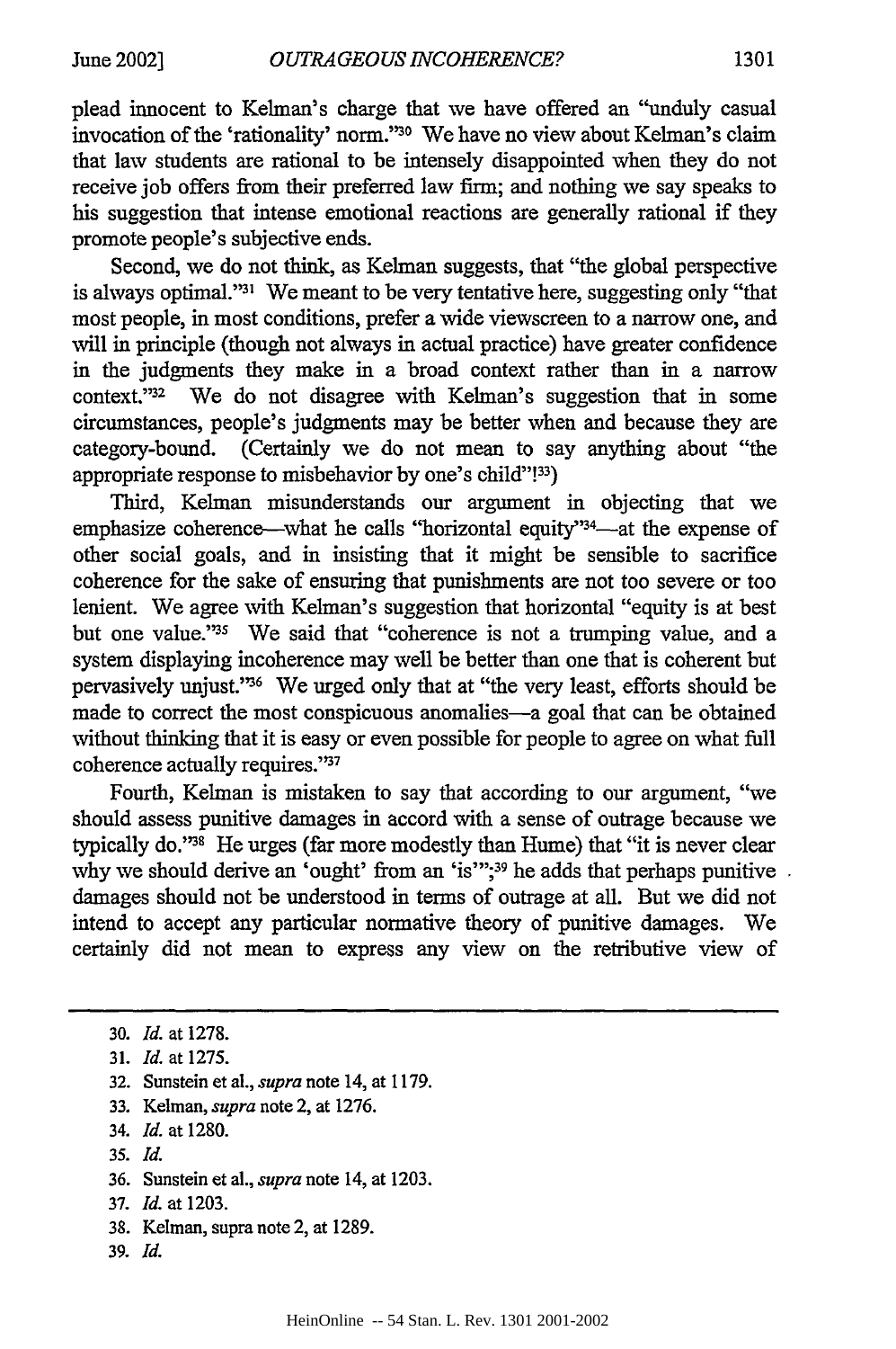plead innocent to Kelman's charge that we have offered an "unduly casual invocation of the 'rationality' norm."[30] We have no view about Kelman's claim that law students are rational to be intensely disappointed when they do not receive job offers from their preferred law firm; and nothing we say speaks to his suggestion that intense emotional reactions are generally rational if they promote people's subjective ends.

Second, we do not think, as Kelman suggests, that "the global perspective is always optimal."[31] We meant to be very tentative here, suggesting only "that most people, in most conditions, prefer a wide viewscreen to a narrow one, and will in principle (though not always in actual practice) have greater confidence in the judgments they make in a broad context rather than in a narrow context."[32] We do not disagree with Kelman's suggestion that in some circumstances, people's judgments may be better when and because they are category-bound. (Certainly we do not mean to say anything about "the appropriate response to misbehavior by one's child"![33])

Third, Kelman misunderstands our argument in objecting that we emphasize coherence—what he calls "horizontal equity"[34]—at the expense of other social goals, and in insisting that it might be sensible to sacrifice coherence for the sake of ensuring that punishments are not too severe or too lenient. We agree with Kelman's suggestion that horizontal "equity is at best but one value."[35] We said that "coherence is not a trumping value, and a system displaying incoherence may well be better than one that is coherent but pervasively unjust."[36] We urged only that at "the very least, efforts should be made to correct the most conspicuous anomalies—a goal that can be obtained without thinking that it is easy or even possible for people to agree on what full coherence actually requires."[37]

Fourth, Kelman is mistaken to say that according to our argument, "we should assess punitive damages in accord with a sense of outrage because we typically do."[38] He urges (far more modestly than Hume) that "it is never clear why we should derive an 'ought' from an 'is'";[39] he adds that perhaps punitive damages should not be understood in terms of outrage at all. But we did not intend to accept any particular normative theory of punitive damages. We certainly did not mean to express any view on the retributive view of

---

30. *Id.* at 1278.

31. *Id.* at 1275.

32. Sunstein et al., *supra* note 14, at 1179.

33. Kelman, *supra* note 2, at 1276.

34. *Id.* at 1280.

35. *Id.*

36. Sunstein et al., *supra* note 14, at 1203.

37. *Id.* at 1203.

38. Kelman, supra note 2, at 1289.

39. *Id.*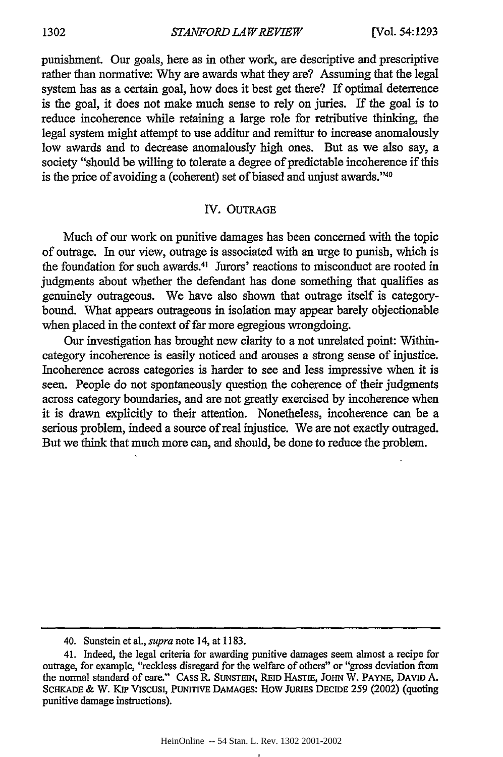punishment. Our goals, here as in other work, are descriptive and prescriptive rather than normative: Why are awards what they are? Assuming that the legal system has as a certain goal, how does it best get there? If optimal deterrence is the goal, it does not make much sense to rely on juries. If the goal is to reduce incoherence while retaining a large role for retributive thinking, the legal system might attempt to use additur and remittur to increase anomalously low awards and to decrease anomalously high ones. But as we also say, a society "should be willing to tolerate a degree of predictable incoherence if this is the price of avoiding a (coherent) set of biased and unjust awards."[40]

## IV. OUTRAGE

Much of our work on punitive damages has been concerned with the topic of outrage. In our view, outrage is associated with an urge to punish, which is the foundation for such awards.[41] Jurors' reactions to misconduct are rooted in judgments about whether the defendant has done something that qualifies as genuinely outrageous. We have also shown that outrage itself is category-bound. What appears outrageous in isolation may appear barely objectionable when placed in the context of far more egregious wrongdoing.

Our investigation has brought new clarity to a not unrelated point: Within-category incoherence is easily noticed and arouses a strong sense of injustice. Incoherence across categories is harder to see and less impressive when it is seen. People do not spontaneously question the coherence of their judgments across category boundaries, and are not greatly exercised by incoherence when it is drawn explicitly to their attention. Nonetheless, incoherence can be a serious problem, indeed a source of real injustice. We are not exactly outraged. But we think that much more can, and should, be done to reduce the problem.

---

40. Sunstein et al., *supra* note 14, at 1183.

41. Indeed, the legal criteria for awarding punitive damages seem almost a recipe for outrage, for example, "reckless disregard for the welfare of others" or "gross deviation from the normal standard of care." CASS R. SUNSTEIN, REID HASTIE, JOHN W. PAYNE, DAVID A. SCHKADE & W. KIP VISCUSI, PUNITIVE DAMAGES: HOW JURIES DECIDE 259 (2002) (quoting punitive damage instructions).